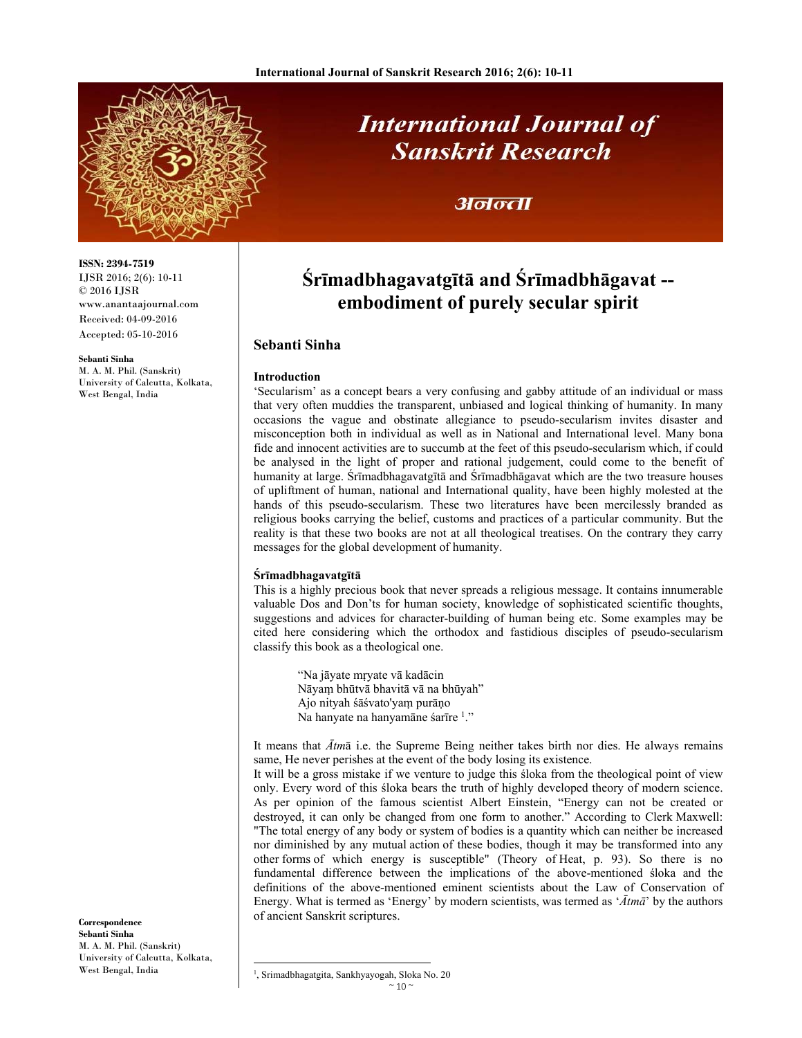# Śrīmadbhagavatgītā and Śrīmadbhāgavat -- embodiment of purely secular spirit

**Sebanti Sinha**

**ISSN: 2394-7519**
IJSR 2016; 2(6): 10-11
© 2016 IJSR
www.anantaajournal.com
Received: 04-09-2016
Accepted: 05-10-2016

**Sebanti Sinha**
M. A. M. Phil. (Sanskrit)
University of Calcutta, Kolkata, West Bengal, India

**Correspondence**
**Sebanti Sinha**
M. A. M. Phil. (Sanskrit)
University of Calcutta, Kolkata, West Bengal, India

### Introduction

'Secularism' as a concept bears a very confusing and gabby attitude of an individual or mass that very often muddies the transparent, unbiased and logical thinking of humanity. In many occasions the vague and obstinate allegiance to pseudo-secularism invites disaster and misconception both in individual as well as in National and International level. Many bona fide and innocent activities are to succumb at the feet of this pseudo-secularism which, if could be analysed in the light of proper and rational judgement, could come to the benefit of humanity at large. Śrīmadbhagavatgītā and Śrīmadbhāgavat which are the two treasure houses of upliftment of human, national and International quality, have been highly molested at the hands of this pseudo-secularism. These two literatures have been mercilessly branded as religious books carrying the belief, customs and practices of a particular community. But the reality is that these two books are not at all theological treatises. On the contrary they carry messages for the global development of humanity.

### Śrīmadbhagavatgītā

This is a highly precious book that never spreads a religious message. It contains innumerable valuable Dos and Don'ts for human society, knowledge of sophisticated scientific thoughts, suggestions and advices for character-building of human being etc. Some examples may be cited here considering which the orthodox and fastidious disciples of pseudo-secularism classify this book as a theological one.

> "Na jāyate mṛyate vā kadācin
> Nāyaṃ bhūtvā bhavitā vā na bhūyah"
> Ajo nityah śāśvato'yaṃ purāṇo
> Na hanyate na hanyamāne śarīre [1]."

It means that *Ātm*ā i.e. the Supreme Being neither takes birth nor dies. He always remains same, He never perishes at the event of the body losing its existence.

It will be a gross mistake if we venture to judge this śloka from the theological point of view only. Every word of this śloka bears the truth of highly developed theory of modern science. As per opinion of the famous scientist Albert Einstein, "Energy can not be created or destroyed, it can only be changed from one form to another." According to Clerk Maxwell: "The total energy of any body or system of bodies is a quantity which can neither be increased nor diminished by any mutual action of these bodies, though it may be transformed into any other forms of which energy is susceptible" (Theory of Heat, p. 93). So there is no fundamental difference between the implications of the above-mentioned śloka and the definitions of the above-mentioned eminent scientists about the Law of Conservation of Energy. What is termed as 'Energy' by modern scientists, was termed as '*Ātmā*' by the authors of ancient Sanskrit scriptures.

---

[1], Srimadbhagatgita, Sankhyayogah, Sloka No. 20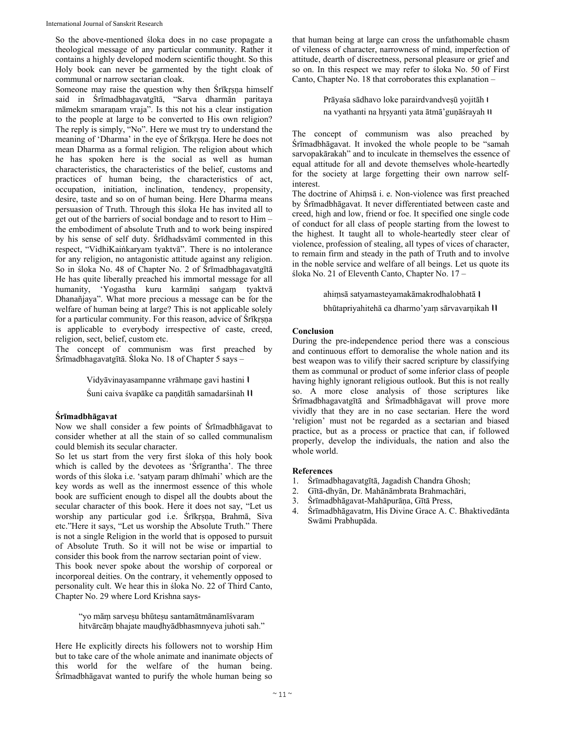So the above-mentioned śloka does in no case propagate a theological message of any particular community. Rather it contains a highly developed modern scientific thought. So this Holy book can never be garmented by the tight cloak of communal or narrow sectarian cloak.

Someone may raise the question why then Śrīkṛṣṇa himself said in Śrīmadbhagavatgītā, "Sarva dharmān paritaya māmekm smaraṇam vraja". Is this not his a clear instigation to the people at large to be converted to His own religion? The reply is simply, "No". Here we must try to understand the meaning of 'Dharma' in the eye of Śrīkṛṣṇa. Here he does not mean Dharma as a formal religion. The religion about which he has spoken here is the social as well as human characteristics, the characteristics of the belief, customs and practices of human being, the characteristics of act, occupation, initiation, inclination, tendency, propensity, desire, taste and so on of human being. Here Dharma means persuasion of Truth. Through this śloka He has invited all to get out of the barriers of social bondage and to resort to Him – the embodiment of absolute Truth and to work being inspired by his sense of self duty. Śrīdhadsvāmī commented in this respect, "VidhiKaiṅkaryam tyaktvā". There is no intolerance for any religion, no antagonistic attitude against any religion. So in śloka No. 48 of Chapter No. 2 of Śrīmadbhagavatgītā He has quite liberally preached his immortal message for all humanity, 'Yogastha kuru karmāṇi saṅgaṃ tyaktvā Dhanañjaya". What more precious a message can be for the welfare of human being at large? This is not applicable solely for a particular community. For this reason, advice of Śrīkṛṣṇa is applicable to everybody irrespective of caste, creed, religion, sect, belief, custom etc.

The concept of communism was first preached by Śrīmadbhagavatgītā. Śloka No. 18 of Chapter 5 says –

> Vidyāvinayasampanne vrāhmaṇe gavi hastini ।
> Śuni caiva śvapāke ca paṇḍitāh samadarśinah ॥

## Śrīmadbhāgavat

Now we shall consider a few points of Śrīmadbhāgavat to consider whether at all the stain of so called communalism could blemish its secular character.

So let us start from the very first śloka of this holy book which is called by the devotees as 'Śrīgrantha'. The three words of this śloka i.e. 'satyaṃ paraṃ dhīmahi' which are the key words as well as the innermost essence of this whole book are sufficient enough to dispel all the doubts about the secular character of this book. Here it does not say, "Let us worship any particular god i.e. Śrīkṛṣṇa, Brahmā, Siva etc."Here it says, "Let us worship the Absolute Truth." There is not a single Religion in the world that is opposed to pursuit of Absolute Truth. So it will not be wise or impartial to consider this book from the narrow sectarian point of view.

This book never spoke about the worship of corporeal or incorporeal deities. On the contrary, it vehemently opposed to personality cult. We hear this in śloka No. 22 of Third Canto, Chapter No. 29 where Lord Krishna says-

> "yo māṃ sarveṣu bhūteṣu santamātmānamīśvaram
> hitvārcāṃ bhajate mauḍhyādbhasmnyeva juhoti sah."

Here He explicitly directs his followers not to worship Him but to take care of the whole animate and inanimate objects of this world for the welfare of the human being. Śrīmadbhāgavat wanted to purify the whole human being so that human being at large can cross the unfathomable chasm of vileness of character, narrowness of mind, imperfection of attitude, dearth of discreetness, personal pleasure or grief and so on. In this respect we may refer to śloka No. 50 of First Canto, Chapter No. 18 that corroborates this explanation –

> Prāyaśa sādhavo loke parairdvandveṣū yojitāh ।
> na vyathanti na hṛṣyanti yata ātmā'guṇāśrayah ॥

The concept of communism was also preached by Śrīmadbhāgavat. It invoked the whole people to be "samah sarvopakārakah" and to inculcate in themselves the essence of equal attitude for all and devote themselves whole-heartedly for the society at large forgetting their own narrow self-interest.

The doctrine of Ahiṃsā i. e. Non-violence was first preached by Śrīmadbhāgavat. It never differentiated between caste and creed, high and low, friend or foe. It specified one single code of conduct for all class of people starting from the lowest to the highest. It taught all to whole-heartedly steer clear of violence, profession of stealing, all types of vices of character, to remain firm and steady in the path of Truth and to involve in the noble service and welfare of all beings. Let us quote its śloka No. 21 of Eleventh Canto, Chapter No. 17 –

> ahiṃsā satyamasteyamakāmakrodhalobhatā ।
> bhūtapriyahitehā ca dharmo'yaṃ sārvavarṇikah ॥

## Conclusion

During the pre-independence period there was a conscious and continuous effort to demoralise the whole nation and its best weapon was to vilify their sacred scripture by classifying them as communal or product of some inferior class of people having highly ignorant religious outlook. But this is not really so. A more close analysis of those scriptures like Śrīmadbhagavatgītā and Śrīmadbhāgavat will prove more vividly that they are in no case sectarian. Here the word 'religion' must not be regarded as a sectarian and biased practice, but as a process or practice that can, if followed properly, develop the individuals, the nation and also the whole world.

## References

1. Śrīmadbhagavatgītā, Jagadish Chandra Ghosh;
2. Gītā-dhyān, Dr. Mahānāmbrata Brahmachāri,
3. Śrīmadbhāgavat-Mahāpurāṇa, Gītā Press,
4. Śrīmadbhāgavatm, His Divine Grace A. C. Bhaktivedānta Swāmi Prabhupāda.